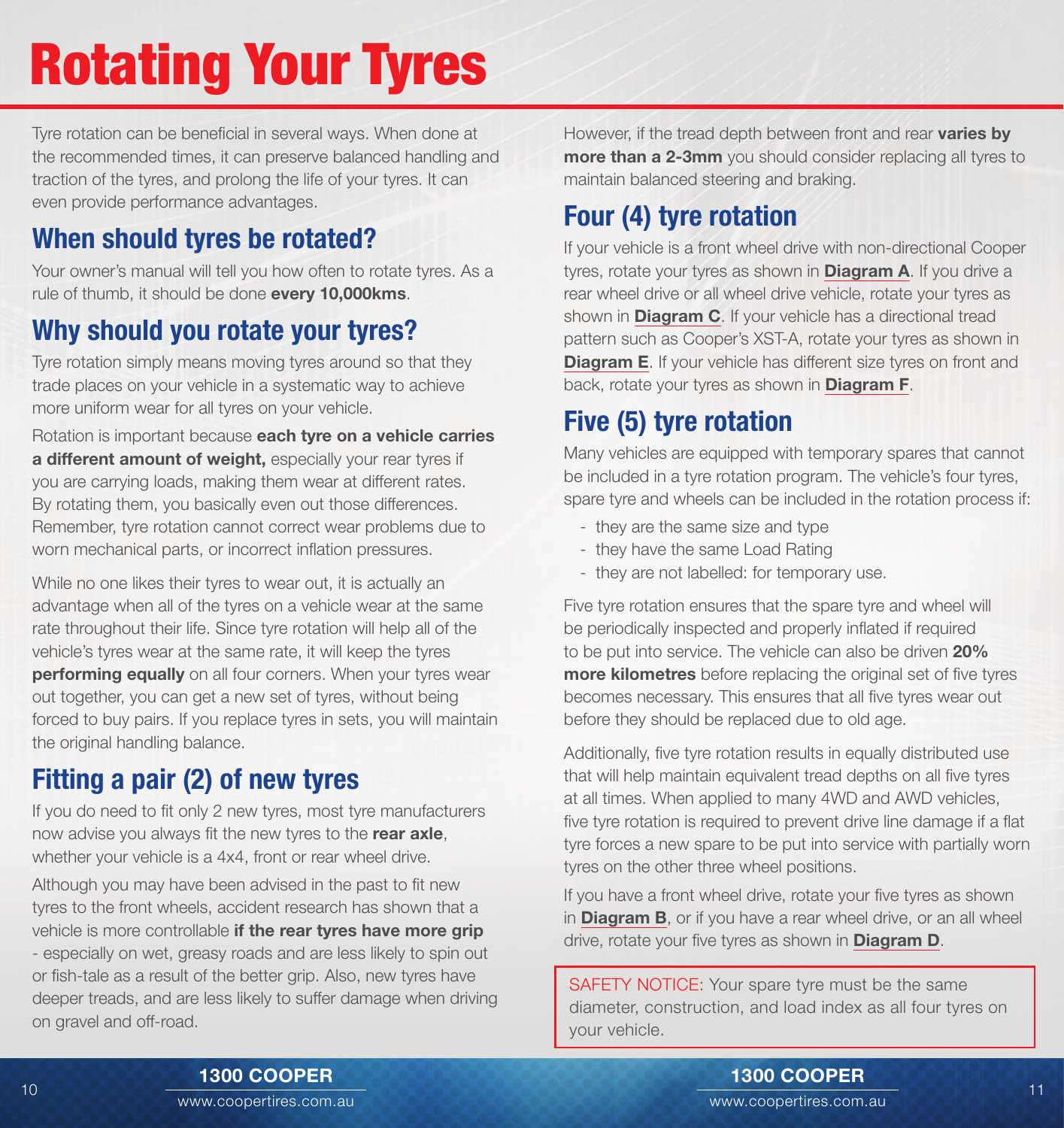# Rotating Your Tyres

Tyre rotation can be beneficial in several ways. When done at the recommended times, it can preserve balanced handling and traction of the tyres, and prolong the life of your tyres. It can even provide performance advantages.

## When should tyres be rotated?

Your owner's manual will tell you how often to rotate tyres. As a rule of thumb, it should be done **every 10,000kms**.

## Why should you rotate your tyres?

Tyre rotation simply means moving tyres around so that they trade places on your vehicle in a systematic way to achieve more uniform wear for all tyres on your vehicle.

Rotation is important because **each tyre on a vehicle carries a different amount of weight,** especially your rear tyres if you are carrying loads, making them wear at different rates. By rotating them, you basically even out those differences. Remember, tyre rotation cannot correct wear problems due to worn mechanical parts, or incorrect inflation pressures.

While no one likes their tyres to wear out, it is actually an advantage when all of the tyres on a vehicle wear at the same rate throughout their life. Since tyre rotation will help all of the vehicle's tyres wear at the same rate, it will keep the tyres **performing equally** on all four corners. When your tyres wear out together, you can get a new set of tyres, without being forced to buy pairs. If you replace tyres in sets, you will maintain the original handling balance.

## Fitting a pair (2) of new tyres

If you do need to fit only 2 new tyres, most tyre manufacturers now advise you always fit the new tyres to the **rear axle**, whether your vehicle is a 4x4, front or rear wheel drive.

Although you may have been advised in the past to fit new tyres to the front wheels, accident research has shown that a vehicle is more controllable **if the rear tyres have more grip** - especially on wet, greasy roads and are less likely to spin out or fish-tale as a result of the better grip. Also, new tyres have deeper treads, and are less likely to suffer damage when driving on gravel and off-road.

However, if the tread depth between front and rear **varies by more than a 2-3mm** you should consider replacing all tyres to maintain balanced steering and braking.

## Four (4) tyre rotation

If your vehicle is a front wheel drive with non-directional Cooper tyres, rotate your tyres as shown in **Diagram A**. If you drive a rear wheel drive or all wheel drive vehicle, rotate your tyres as shown in **Diagram C**. If your vehicle has a directional tread pattern such as Cooper's XST-A, rotate your tyres as shown in **Diagram E**. If your vehicle has different size tyres on front and back, rotate your tyres as shown in **Diagram F**.

## Five (5) tyre rotation

Many vehicles are equipped with temporary spares that cannot be included in a tyre rotation program. The vehicle's four tyres, spare tyre and wheels can be included in the rotation process if:

- they are the same size and type
- they have the same Load Rating
- they are not labelled: for temporary use.

Five tyre rotation ensures that the spare tyre and wheel will be periodically inspected and properly inflated if required to be put into service. The vehicle can also be driven **20% more kilometres** before replacing the original set of five tyres becomes necessary. This ensures that all five tyres wear out before they should be replaced due to old age.

Additionally, five tyre rotation results in equally distributed use that will help maintain equivalent tread depths on all five tyres at all times. When applied to many 4WD and AWD vehicles, five tyre rotation is required to prevent drive line damage if a flat tyre forces a new spare to be put into service with partially worn tyres on the other three wheel positions.

If you have a front wheel drive, rotate your five tyres as shown in **Diagram B**, or if you have a rear wheel drive, or an all wheel drive, rotate your five tyres as shown in **Diagram D**.

> SAFETY NOTICE: Your spare tyre must be the same diameter, construction, and load index as all four tyres on your vehicle.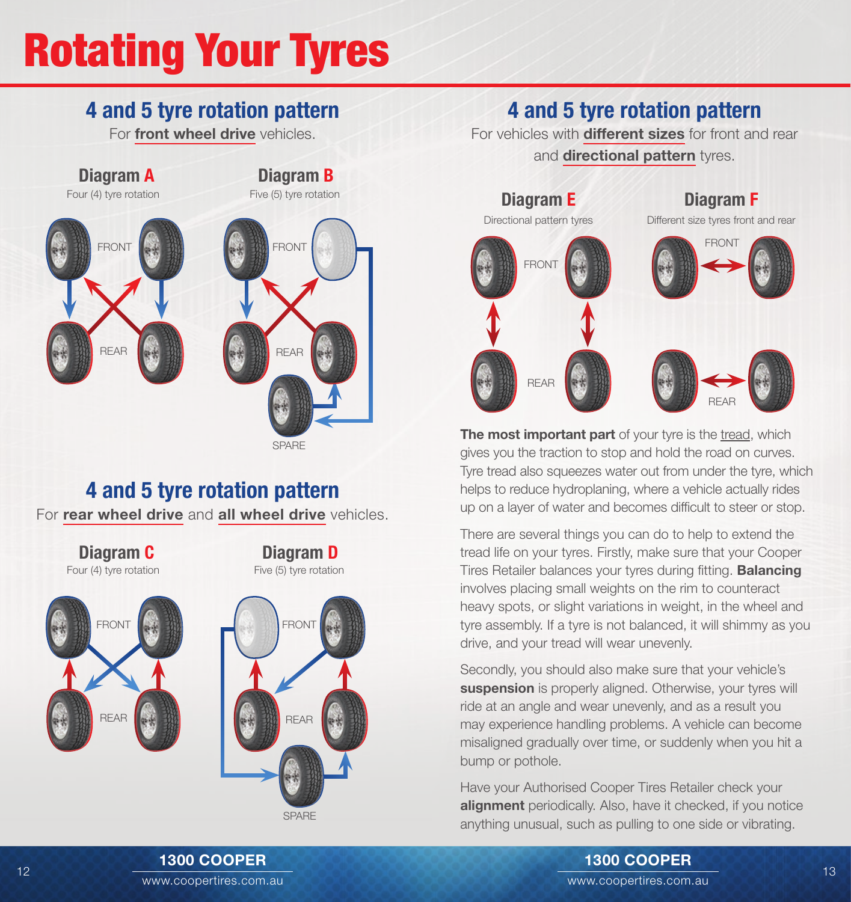# Rotating Your Tyres

## 4 and 5 tyre rotation pattern

For **front wheel drive** vehicles.

**Diagram A**

Four (4) tyre rotation

FRONT

REAR

**Diagram B**

Five (5) tyre rotation

FRONT

REAR

SPARE

## 4 and 5 tyre rotation pattern

For **rear wheel drive** and **all wheel drive** vehicles.

**Diagram C**

Four (4) tyre rotation

FRONT

REAR

**Diagram D**

Five (5) tyre rotation

FRONT

REAR

SPARE

## 4 and 5 tyre rotation pattern

For vehicles with **different sizes** for front and rear and **directional pattern** tyres.

**Diagram E**

Directional pattern tyres

FRONT

REAR

**Diagram F**

Different size tyres front and rear

FRONT

REAR

**The most important part** of your tyre is the tread, which gives you the traction to stop and hold the road on curves. Tyre tread also squeezes water out from under the tyre, which helps to reduce hydroplaning, where a vehicle actually rides up on a layer of water and becomes difficult to steer or stop.

There are several things you can do to help to extend the tread life on your tyres. Firstly, make sure that your Cooper Tires Retailer balances your tyres during fitting. **Balancing** involves placing small weights on the rim to counteract heavy spots, or slight variations in weight, in the wheel and tyre assembly. If a tyre is not balanced, it will shimmy as you drive, and your tread will wear unevenly.

Secondly, you should also make sure that your vehicle's **suspension** is properly aligned. Otherwise, your tyres will ride at an angle and wear unevenly, and as a result you may experience handling problems. A vehicle can become misaligned gradually over time, or suddenly when you hit a bump or pothole.

Have your Authorised Cooper Tires Retailer check your **alignment** periodically. Also, have it checked, if you notice anything unusual, such as pulling to one side or vibrating.